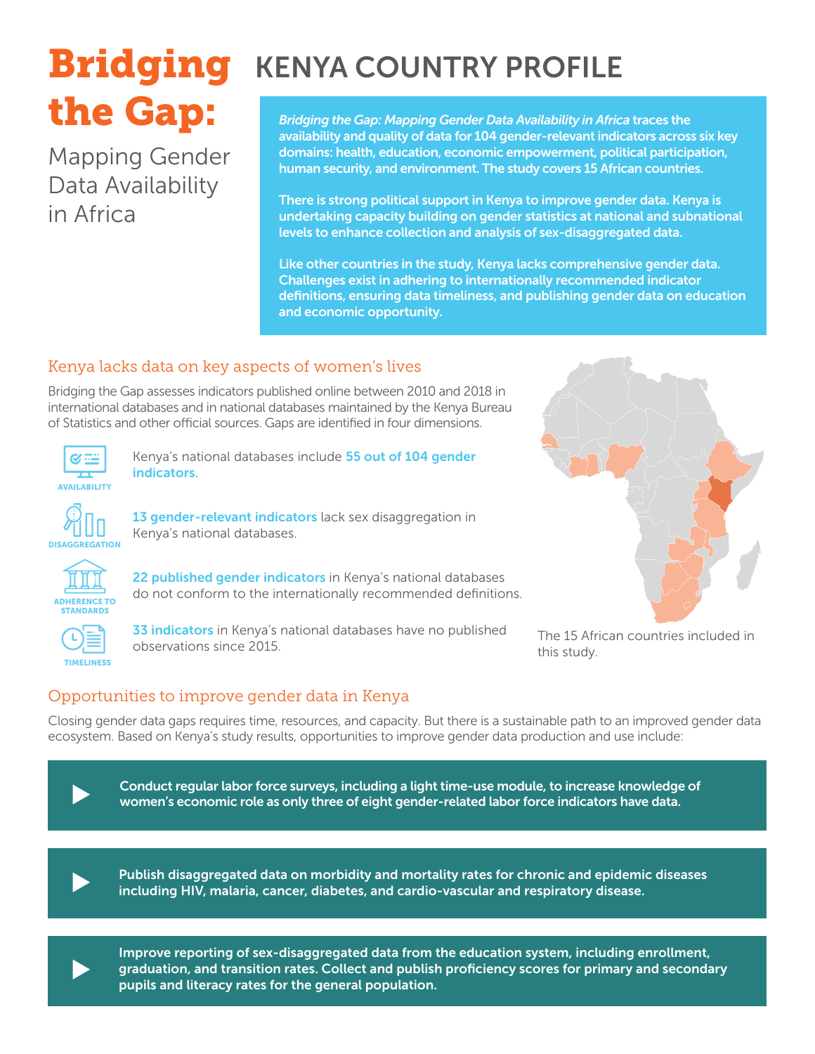# Bridging the Gap:

Mapping Gender Data Availability in Africa

# KENYA COUNTRY PROFILE

*Bridging the Gap: Mapping Gender Data Availability in Africa* traces the availability and quality of data for 104 gender-relevant indicators across six key domains: health, education, economic empowerment, political participation, human security, and environment. The study covers 15 African countries.

There is strong political support in Kenya to improve gender data. Kenya is undertaking capacity building on gender statistics at national and subnational levels to enhance collection and analysis of sex-disaggregated data.

Like other countries in the study, Kenya lacks comprehensive gender data. Challenges exist in adhering to internationally recommended indicator definitions, ensuring data timeliness, and publishing gender data on education and economic opportunity.

## Kenya lacks data on key aspects of women's lives

Bridging the Gap assesses indicators published online between 2010 and 2018 in international databases and in national databases maintained by the Kenya Bureau of Statistics and other official sources. Gaps are identified in four dimensions.

**AVAILABILITY** — Kenya's national databases include **55 out of 104 gender indicators**.

**DISAGGREGATION** — **13 gender-relevant indicators** lack sex disaggregation in Kenya's national databases.

**ADHERENCE TO STANDARDS** — **22 published gender indicators** in Kenya's national databases do not conform to the internationally recommended definitions.

**TIMELINESS** — **33 indicators** in Kenya's national databases have no published observations since 2015.

The 15 African countries included in this study.

## Opportunities to improve gender data in Kenya

Closing gender data gaps requires time, resources, and capacity. But there is a sustainable path to an improved gender data ecosystem. Based on Kenya's study results, opportunities to improve gender data production and use include:

- **Conduct regular labor force surveys, including a light time-use module, to increase knowledge of women's economic role as only three of eight gender-related labor force indicators have data.**
- **Publish disaggregated data on morbidity and mortality rates for chronic and epidemic diseases including HIV, malaria, cancer, diabetes, and cardio-vascular and respiratory disease.**
- **Improve reporting of sex-disaggregated data from the education system, including enrollment, graduation, and transition rates. Collect and publish proficiency scores for primary and secondary pupils and literacy rates for the general population.**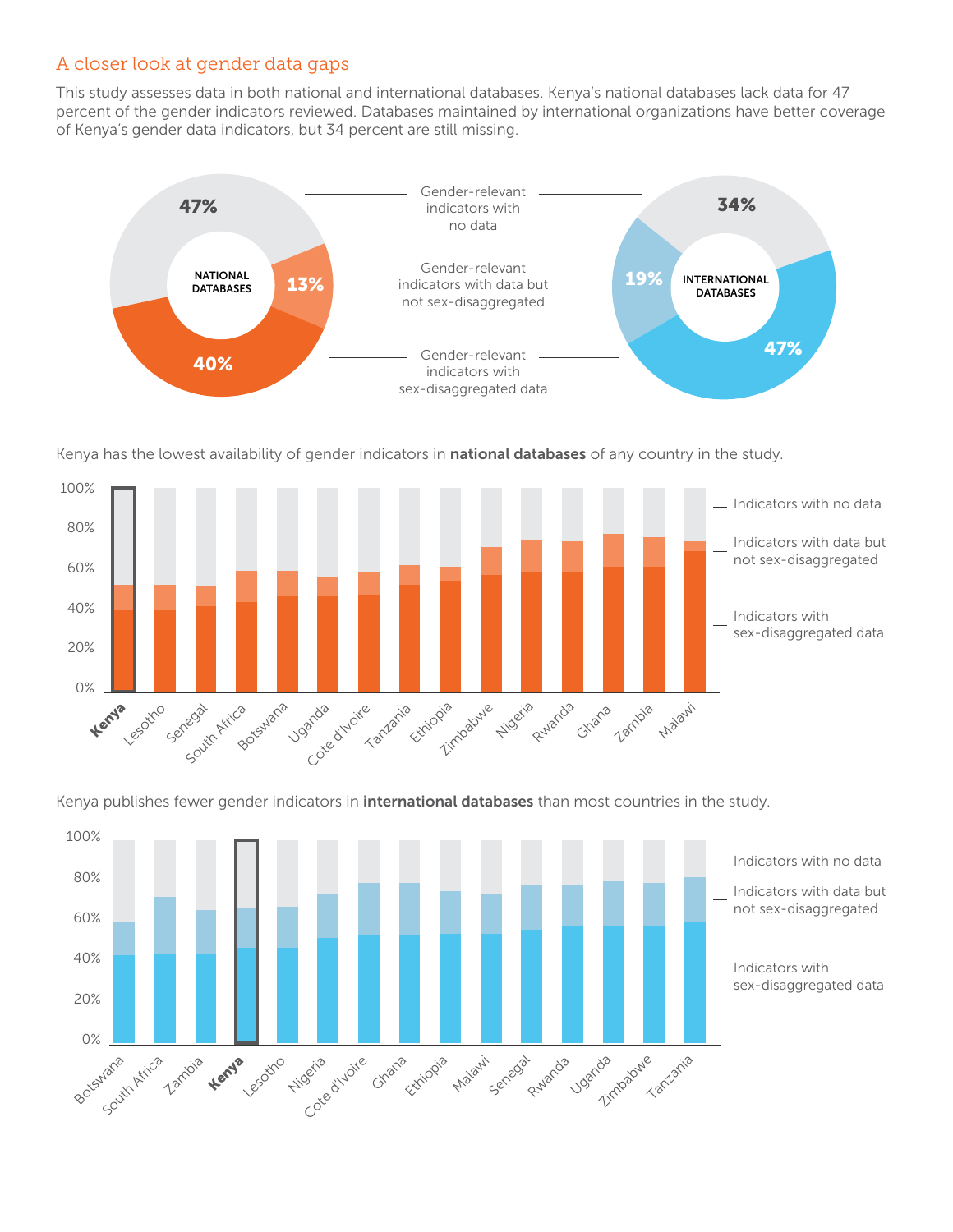## A closer look at gender data gaps

This study assesses data in both national and international databases. Kenya's national databases lack data for 47 percent of the gender indicators reviewed. Databases maintained by international organizations have better coverage of Kenya's gender data indicators, but 34 percent are still missing.

| | NATIONAL DATABASES | INTERNATIONAL DATABASES |
|---|---|---|
| Gender-relevant indicators with no data | 47% | 34% |
| Gender-relevant indicators with data but not sex-disaggregated | 13% | 19% |
| Gender-relevant indicators with sex-disaggregated data | 40% | 47% |

Kenya has the lowest availability of gender indicators in **national databases** of any country in the study.

Countries (left to right): **Kenya**, Lesotho, Senegal, South Africa, Botswana, Uganda, Cote d'Ivoire, Tanzania, Ethiopia, Zimbabwe, Nigeria, Rwanda, Ghana, Zambia, Malawi

Legend: Indicators with no data; Indicators with data but not sex-disaggregated; Indicators with sex-disaggregated data

Kenya publishes fewer gender indicators in **international databases** than most countries in the study.

Countries (left to right): Botswana, South Africa, Zambia, **Kenya**, Lesotho, Nigeria, Cote d'Ivoire, Ghana, Ethiopia, Malawi, Senegal, Rwanda, Uganda, Zimbabwe, Tanzania

Legend: Indicators with no data; Indicators with data but not sex-disaggregated; Indicators with sex-disaggregated data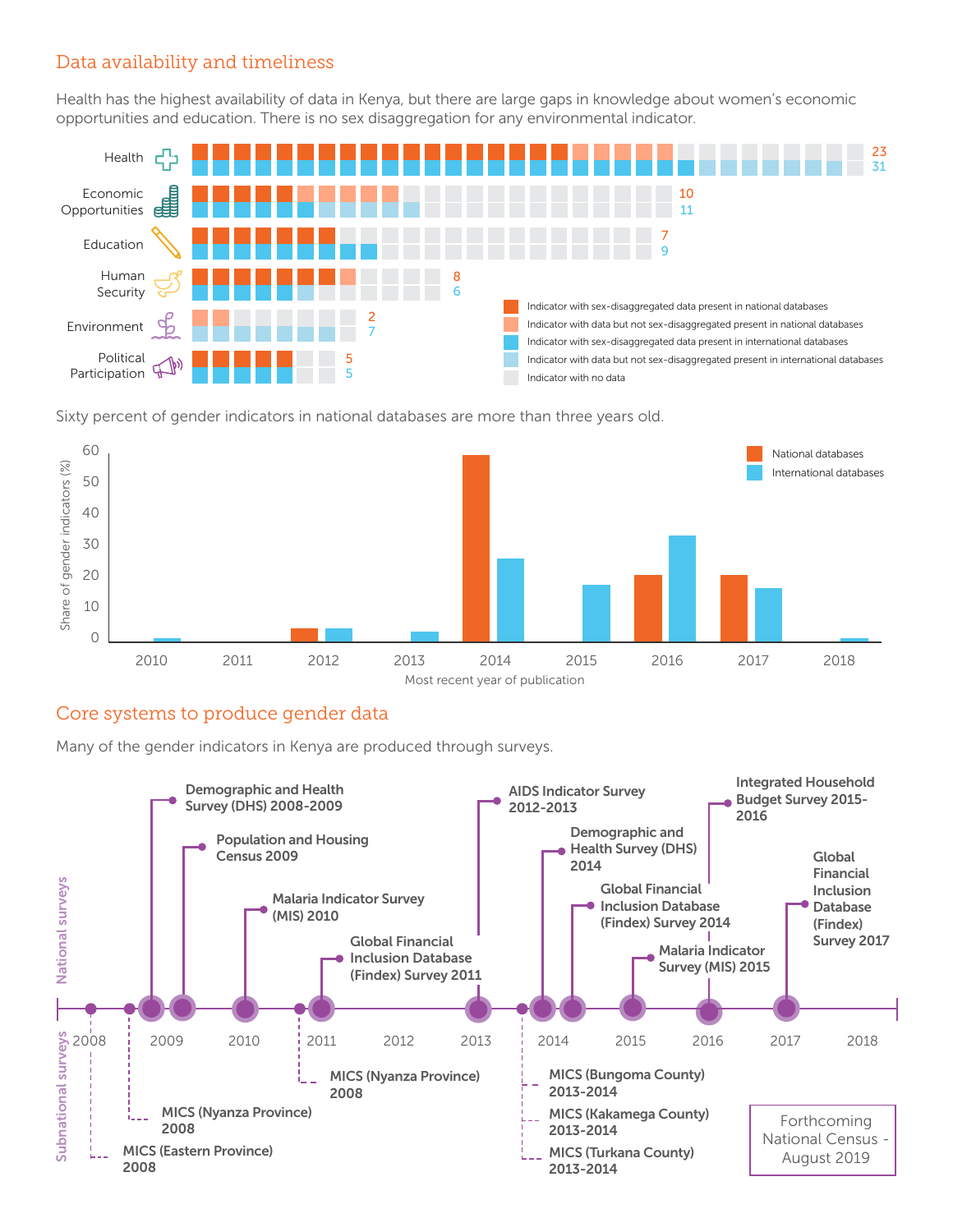## Data availability and timeliness

Health has the highest availability of data in Kenya, but there are large gaps in knowledge about women's economic opportunities and education. There is no sex disaggregation for any environmental indicator.

| Category | National databases | International databases |
|---|---|---|
| Health | 23 | 31 |
| Economic Opportunities | 10 | 11 |
| Education | 7 | 9 |
| Human Security | 8 | 6 |
| Environment | 2 | 7 |
| Political Participation | 5 | 5 |

- Indicator with sex-disaggregated data present in national databases
- Indicator with data but not sex-disaggregated present in national databases
- Indicator with sex-disaggregated data present in international databases
- Indicator with data but not sex-disaggregated present in international databases
- Indicator with no data

Sixty percent of gender indicators in national databases are more than three years old.

Share of gender indicators (%) by most recent year of publication: National databases, International databases (years 2010–2018).

## Core systems to produce gender data

Many of the gender indicators in Kenya are produced through surveys.

**National surveys**
- Demographic and Health Survey (DHS) 2008-2009
- Population and Housing Census 2009
- Malaria Indicator Survey (MIS) 2010
- Global Financial Inclusion Database (Findex) Survey 2011
- AIDS Indicator Survey 2012-2013
- Demographic and Health Survey (DHS) 2014
- Global Financial Inclusion Database (Findex) Survey 2014
- Malaria Indicator Survey (MIS) 2015
- Integrated Household Budget Survey 2015-2016
- Global Financial Inclusion Database (Findex) Survey 2017

**Subnational surveys**
- MICS (Eastern Province) 2008
- MICS (Nyanza Province) 2008
- MICS (Nyanza Province) 2008
- MICS (Bungoma County) 2013-2014
- MICS (Kakamega County) 2013-2014
- MICS (Turkana County) 2013-2014

Forthcoming National Census - August 2019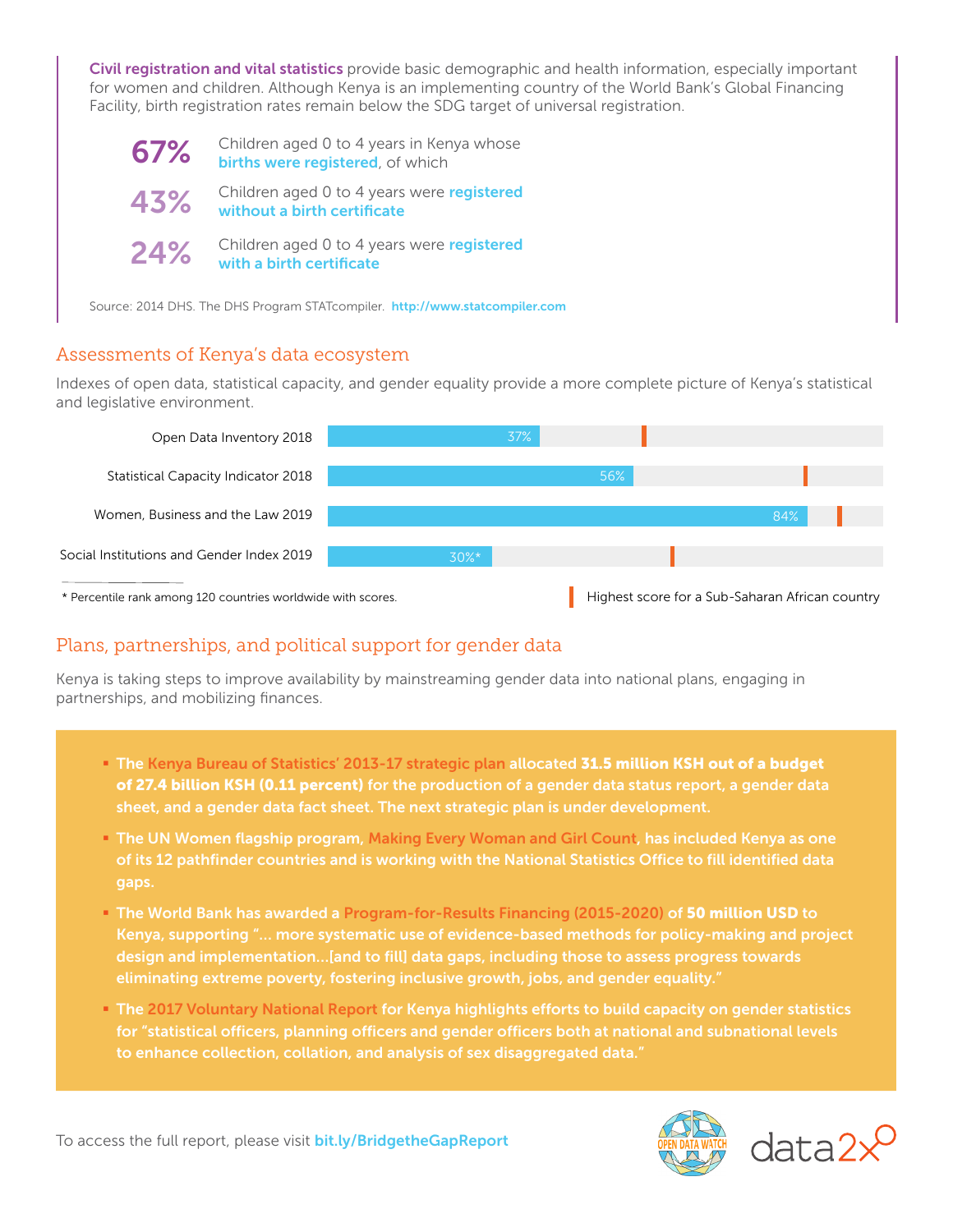**Civil registration and vital statistics** provide basic demographic and health information, especially important for women and children. Although Kenya is an implementing country of the World Bank's Global Financing Facility, birth registration rates remain below the SDG target of universal registration.

**67%** Children aged 0 to 4 years in Kenya whose **births were registered**, of which

**43%** Children aged 0 to 4 years were **registered without a birth certificate**

**24%** Children aged 0 to 4 years were **registered with a birth certificate**

Source: 2014 DHS. The DHS Program STATcompiler. http://www.statcompiler.com

## Assessments of Kenya's data ecosystem

Indexes of open data, statistical capacity, and gender equality provide a more complete picture of Kenya's statistical and legislative environment.

Open Data Inventory 2018
37%

Statistical Capacity Indicator 2018
56%

Women, Business and the Law 2019
84%

Social Institutions and Gender Index 2019
30%*

* Percentile rank among 120 countries worldwide with scores.

Highest score for a Sub-Saharan African country

## Plans, partnerships, and political support for gender data

Kenya is taking steps to improve availability by mainstreaming gender data into national plans, engaging in partnerships, and mobilizing finances.

- The Kenya Bureau of Statistics' 2013-17 strategic plan allocated **31.5 million KSH out of a budget of 27.4 billion KSH (0.11 percent)** for the production of a gender data status report, a gender data sheet, and a gender data fact sheet. The next strategic plan is under development.
- The UN Women flagship program, Making Every Woman and Girl Count, has included Kenya as one of its 12 pathfinder countries and is working with the National Statistics Office to fill identified data gaps.
- The World Bank has awarded a Program-for-Results Financing (2015-2020) of **50 million USD** to Kenya, supporting "... more systematic use of evidence-based methods for policy-making and project design and implementation...[and to fill] data gaps, including those to assess progress towards eliminating extreme poverty, fostering inclusive growth, jobs, and gender equality."
- The 2017 Voluntary National Report for Kenya highlights efforts to build capacity on gender statistics for "statistical officers, planning officers and gender officers both at national and subnational levels to enhance collection, collation, and analysis of sex disaggregated data."

To access the full report, please visit bit.ly/BridgetheGapReport

OPEN DATA WATCH data2x